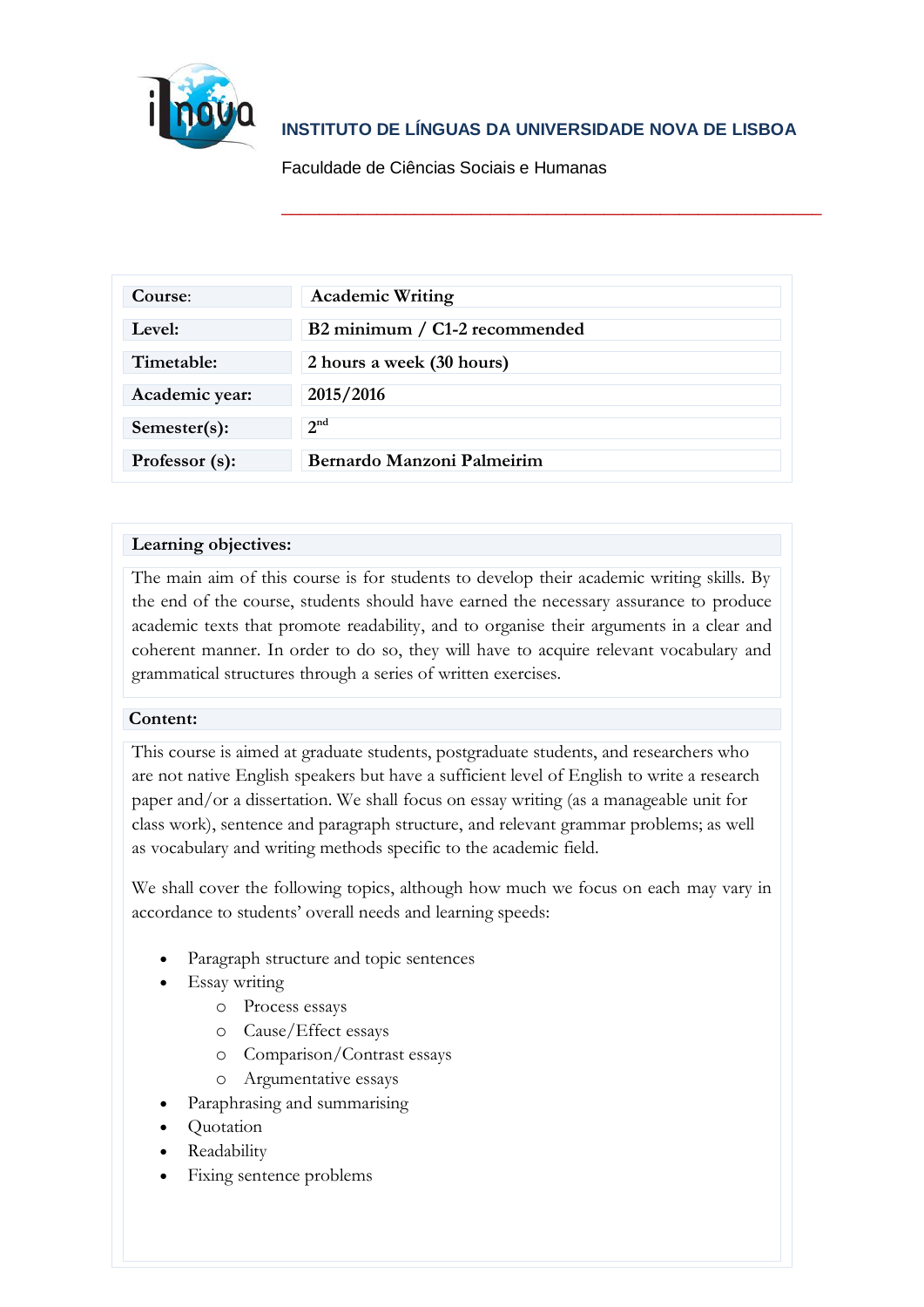**INSTITUTO DE LÍNGUAS DA UNIVERSIDADE NOVA DE LISBOA**

Faculdade de Ciências Sociais e Humanas

| | |
|---|---|
| **Course:** | **Academic Writing** |
| **Level:** | **B2 minimum / C1-2 recommended** |
| **Timetable:** | **2 hours a week (30 hours)** |
| **Academic year:** | **2015/2016** |
| **Semester(s):** | **2nd** |
| **Professor (s):** | **Bernardo Manzoni Palmeirim** |

**Learning objectives:**

The main aim of this course is for students to develop their academic writing skills. By the end of the course, students should have earned the necessary assurance to produce academic texts that promote readability, and to organise their arguments in a clear and coherent manner. In order to do so, they will have to acquire relevant vocabulary and grammatical structures through a series of written exercises.

**Content:**

This course is aimed at graduate students, postgraduate students, and researchers who are not native English speakers but have a sufficient level of English to write a research paper and/or a dissertation. We shall focus on essay writing (as a manageable unit for class work), sentence and paragraph structure, and relevant grammar problems; as well as vocabulary and writing methods specific to the academic field.

We shall cover the following topics, although how much we focus on each may vary in accordance to students' overall needs and learning speeds:

- Paragraph structure and topic sentences
- Essay writing
  - Process essays
  - Cause/Effect essays
  - Comparison/Contrast essays
  - Argumentative essays
- Paraphrasing and summarising
- Quotation
- Readability
- Fixing sentence problems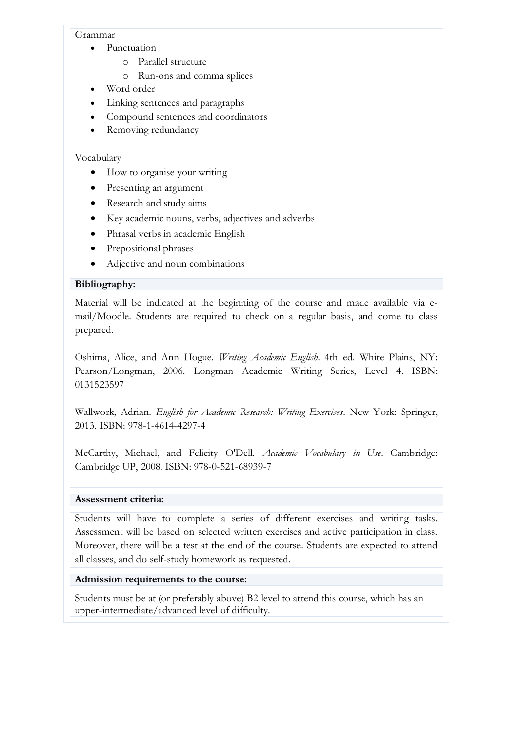Grammar

- Punctuation
  - Parallel structure
  - Run-ons and comma splices
- Word order
- Linking sentences and paragraphs
- Compound sentences and coordinators
- Removing redundancy

Vocabulary

- How to organise your writing
- Presenting an argument
- Research and study aims
- Key academic nouns, verbs, adjectives and adverbs
- Phrasal verbs in academic English
- Prepositional phrases
- Adjective and noun combinations

**Bibliography:**

Material will be indicated at the beginning of the course and made available via e-mail/Moodle. Students are required to check on a regular basis, and come to class prepared.

Oshima, Alice, and Ann Hogue. *Writing Academic English*. 4th ed. White Plains, NY: Pearson/Longman, 2006. Longman Academic Writing Series, Level 4. ISBN: 0131523597

Wallwork, Adrian. *English for Academic Research: Writing Exercises*. New York: Springer, 2013. ISBN: 978-1-4614-4297-4

McCarthy, Michael, and Felicity O'Dell. *Academic Vocabulary in Use*. Cambridge: Cambridge UP, 2008. ISBN: 978-0-521-68939-7

**Assessment criteria:**

Students will have to complete a series of different exercises and writing tasks. Assessment will be based on selected written exercises and active participation in class. Moreover, there will be a test at the end of the course. Students are expected to attend all classes, and do self-study homework as requested.

**Admission requirements to the course:**

Students must be at (or preferably above) B2 level to attend this course, which has an upper-intermediate/advanced level of difficulty.